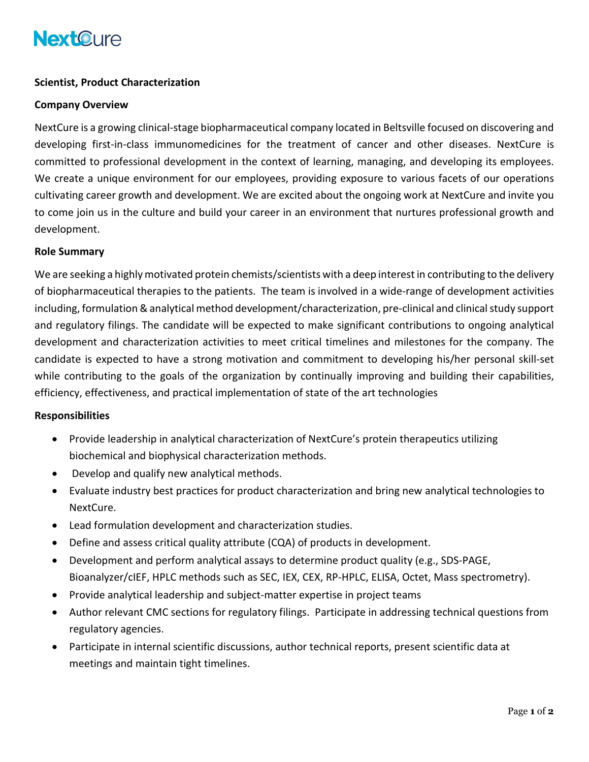NextCure

**Scientist, Product Characterization**

**Company Overview**

NextCure is a growing clinical-stage biopharmaceutical company located in Beltsville focused on discovering and developing first-in-class immunomedicines for the treatment of cancer and other diseases. NextCure is committed to professional development in the context of learning, managing, and developing its employees. We create a unique environment for our employees, providing exposure to various facets of our operations cultivating career growth and development. We are excited about the ongoing work at NextCure and invite you to come join us in the culture and build your career in an environment that nurtures professional growth and development.

**Role Summary**

We are seeking a highly motivated protein chemists/scientists with a deep interest in contributing to the delivery of biopharmaceutical therapies to the patients. The team is involved in a wide-range of development activities including, formulation & analytical method development/characterization, pre-clinical and clinical study support and regulatory filings. The candidate will be expected to make significant contributions to ongoing analytical development and characterization activities to meet critical timelines and milestones for the company. The candidate is expected to have a strong motivation and commitment to developing his/her personal skill-set while contributing to the goals of the organization by continually improving and building their capabilities, efficiency, effectiveness, and practical implementation of state of the art technologies

**Responsibilities**

- Provide leadership in analytical characterization of NextCure's protein therapeutics utilizing biochemical and biophysical characterization methods.
- Develop and qualify new analytical methods.
- Evaluate industry best practices for product characterization and bring new analytical technologies to NextCure.
- Lead formulation development and characterization studies.
- Define and assess critical quality attribute (CQA) of products in development.
- Development and perform analytical assays to determine product quality (e.g., SDS-PAGE, Bioanalyzer/cIEF, HPLC methods such as SEC, IEX, CEX, RP-HPLC, ELISA, Octet, Mass spectrometry).
- Provide analytical leadership and subject-matter expertise in project teams
- Author relevant CMC sections for regulatory filings. Participate in addressing technical questions from regulatory agencies.
- Participate in internal scientific discussions, author technical reports, present scientific data at meetings and maintain tight timelines.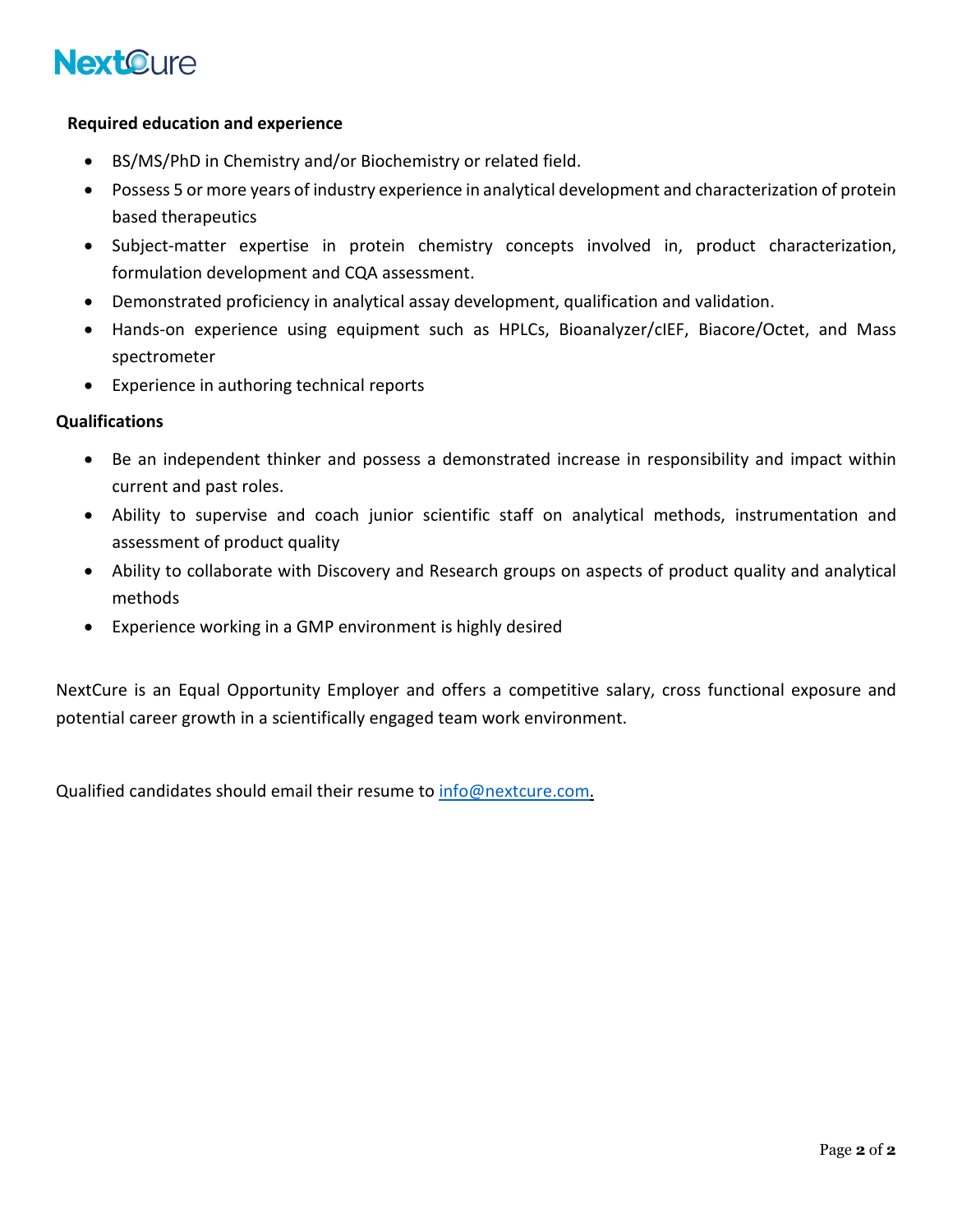**Required education and experience**

- BS/MS/PhD in Chemistry and/or Biochemistry or related field.
- Possess 5 or more years of industry experience in analytical development and characterization of protein based therapeutics
- Subject-matter expertise in protein chemistry concepts involved in, product characterization, formulation development and CQA assessment.
- Demonstrated proficiency in analytical assay development, qualification and validation.
- Hands-on experience using equipment such as HPLCs, Bioanalyzer/cIEF, Biacore/Octet, and Mass spectrometer
- Experience in authoring technical reports

**Qualifications**

- Be an independent thinker and possess a demonstrated increase in responsibility and impact within current and past roles.
- Ability to supervise and coach junior scientific staff on analytical methods, instrumentation and assessment of product quality
- Ability to collaborate with Discovery and Research groups on aspects of product quality and analytical methods
- Experience working in a GMP environment is highly desired

NextCure is an Equal Opportunity Employer and offers a competitive salary, cross functional exposure and potential career growth in a scientifically engaged team work environment.

Qualified candidates should email their resume to info@nextcure.com.